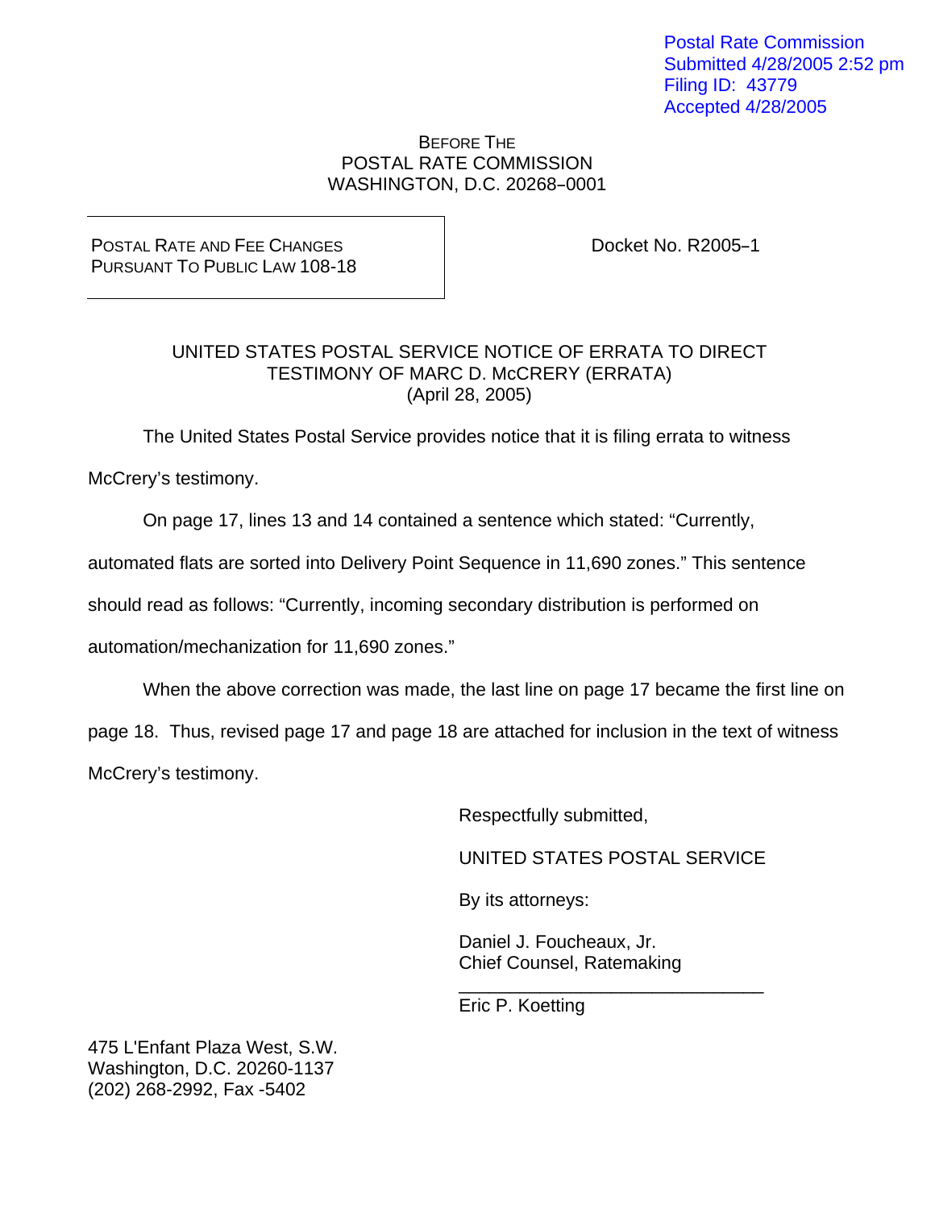Postal Rate Commission
Submitted 4/28/2005 2:52 pm
Filing ID: 43779
Accepted 4/28/2005

BEFORE THE
POSTAL RATE COMMISSION
WASHINGTON, D.C. 20268–0001

POSTAL RATE AND FEE CHANGES
PURSUANT TO PUBLIC LAW 108-18

Docket No. R2005–1

UNITED STATES POSTAL SERVICE NOTICE OF ERRATA TO DIRECT TESTIMONY OF MARC D. McCRERY (ERRATA)
(April 28, 2005)

The United States Postal Service provides notice that it is filing errata to witness McCrery's testimony.

On page 17, lines 13 and 14 contained a sentence which stated: "Currently, automated flats are sorted into Delivery Point Sequence in 11,690 zones." This sentence should read as follows: "Currently, incoming secondary distribution is performed on automation/mechanization for 11,690 zones."

When the above correction was made, the last line on page 17 became the first line on page 18. Thus, revised page 17 and page 18 are attached for inclusion in the text of witness McCrery's testimony.

Respectfully submitted,

UNITED STATES POSTAL SERVICE

By its attorneys:

Daniel J. Foucheaux, Jr.
Chief Counsel, Ratemaking

\_\_\_\_\_\_\_\_\_\_\_\_\_\_\_\_\_\_\_\_\_\_\_\_\_\_\_\_\_\_
Eric P. Koetting

475 L'Enfant Plaza West, S.W.
Washington, D.C. 20260-1137
(202) 268-2992, Fax -5402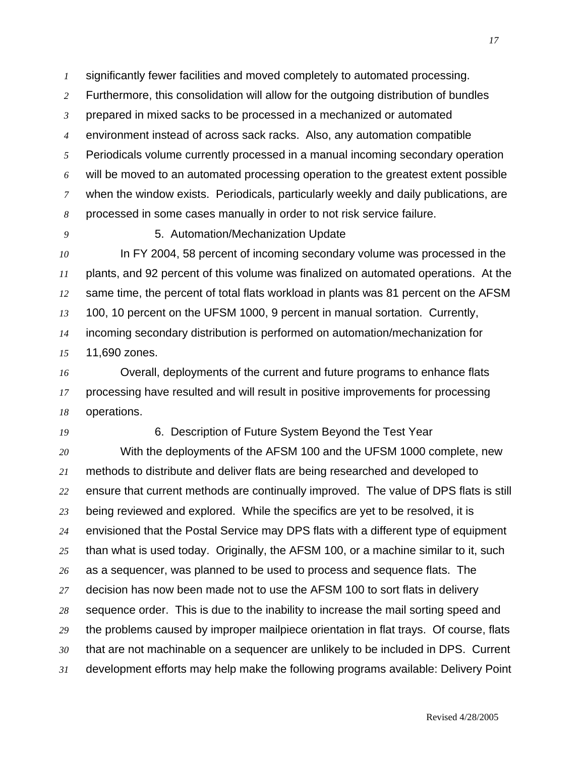significantly fewer facilities and moved completely to automated processing. Furthermore, this consolidation will allow for the outgoing distribution of bundles prepared in mixed sacks to be processed in a mechanized or automated environment instead of across sack racks. Also, any automation compatible Periodicals volume currently processed in a manual incoming secondary operation will be moved to an automated processing operation to the greatest extent possible when the window exists. Periodicals, particularly weekly and daily publications, are processed in some cases manually in order to not risk service failure.

### 5. Automation/Mechanization Update

In FY 2004, 58 percent of incoming secondary volume was processed in the plants, and 92 percent of this volume was finalized on automated operations. At the same time, the percent of total flats workload in plants was 81 percent on the AFSM 100, 10 percent on the UFSM 1000, 9 percent in manual sortation. Currently, incoming secondary distribution is performed on automation/mechanization for 11,690 zones.

Overall, deployments of the current and future programs to enhance flats processing have resulted and will result in positive improvements for processing operations.

### 6. Description of Future System Beyond the Test Year

With the deployments of the AFSM 100 and the UFSM 1000 complete, new methods to distribute and deliver flats are being researched and developed to ensure that current methods are continually improved. The value of DPS flats is still being reviewed and explored. While the specifics are yet to be resolved, it is envisioned that the Postal Service may DPS flats with a different type of equipment than what is used today. Originally, the AFSM 100, or a machine similar to it, such as a sequencer, was planned to be used to process and sequence flats. The decision has now been made not to use the AFSM 100 to sort flats in delivery sequence order. This is due to the inability to increase the mail sorting speed and the problems caused by improper mailpiece orientation in flat trays. Of course, flats that are not machinable on a sequencer are unlikely to be included in DPS. Current development efforts may help make the following programs available: Delivery Point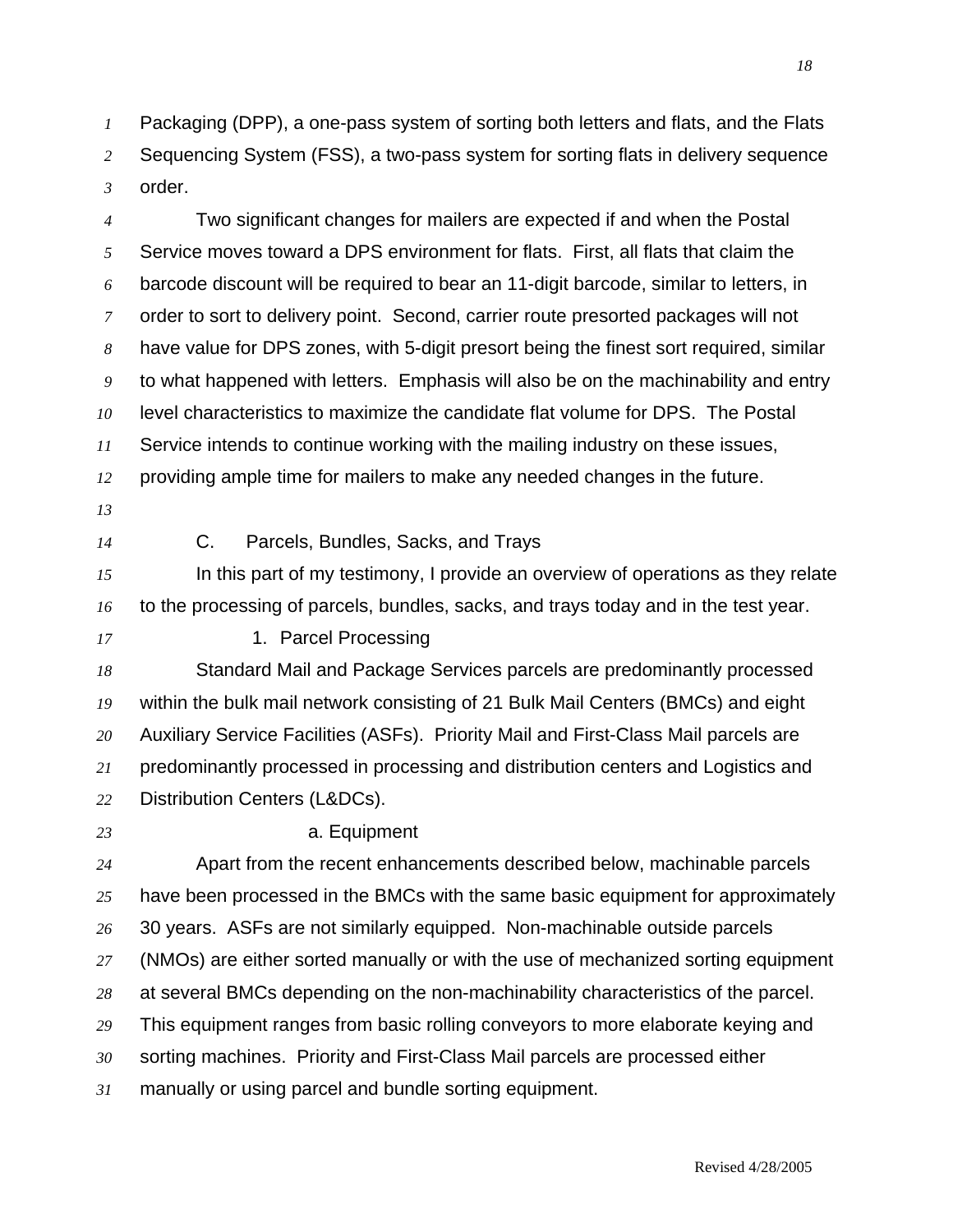Packaging (DPP), a one-pass system of sorting both letters and flats, and the Flats Sequencing System (FSS), a two-pass system for sorting flats in delivery sequence order.

Two significant changes for mailers are expected if and when the Postal Service moves toward a DPS environment for flats. First, all flats that claim the barcode discount will be required to bear an 11-digit barcode, similar to letters, in order to sort to delivery point. Second, carrier route presorted packages will not have value for DPS zones, with 5-digit presort being the finest sort required, similar to what happened with letters. Emphasis will also be on the machinability and entry level characteristics to maximize the candidate flat volume for DPS. The Postal Service intends to continue working with the mailing industry on these issues, providing ample time for mailers to make any needed changes in the future.

### C. Parcels, Bundles, Sacks, and Trays

In this part of my testimony, I provide an overview of operations as they relate to the processing of parcels, bundles, sacks, and trays today and in the test year.

#### 1. Parcel Processing

Standard Mail and Package Services parcels are predominantly processed within the bulk mail network consisting of 21 Bulk Mail Centers (BMCs) and eight Auxiliary Service Facilities (ASFs). Priority Mail and First-Class Mail parcels are predominantly processed in processing and distribution centers and Logistics and Distribution Centers (L&DCs).

##### a. Equipment

Apart from the recent enhancements described below, machinable parcels have been processed in the BMCs with the same basic equipment for approximately 30 years. ASFs are not similarly equipped. Non-machinable outside parcels (NMOs) are either sorted manually or with the use of mechanized sorting equipment at several BMCs depending on the non-machinability characteristics of the parcel. This equipment ranges from basic rolling conveyors to more elaborate keying and sorting machines. Priority and First-Class Mail parcels are processed either manually or using parcel and bundle sorting equipment.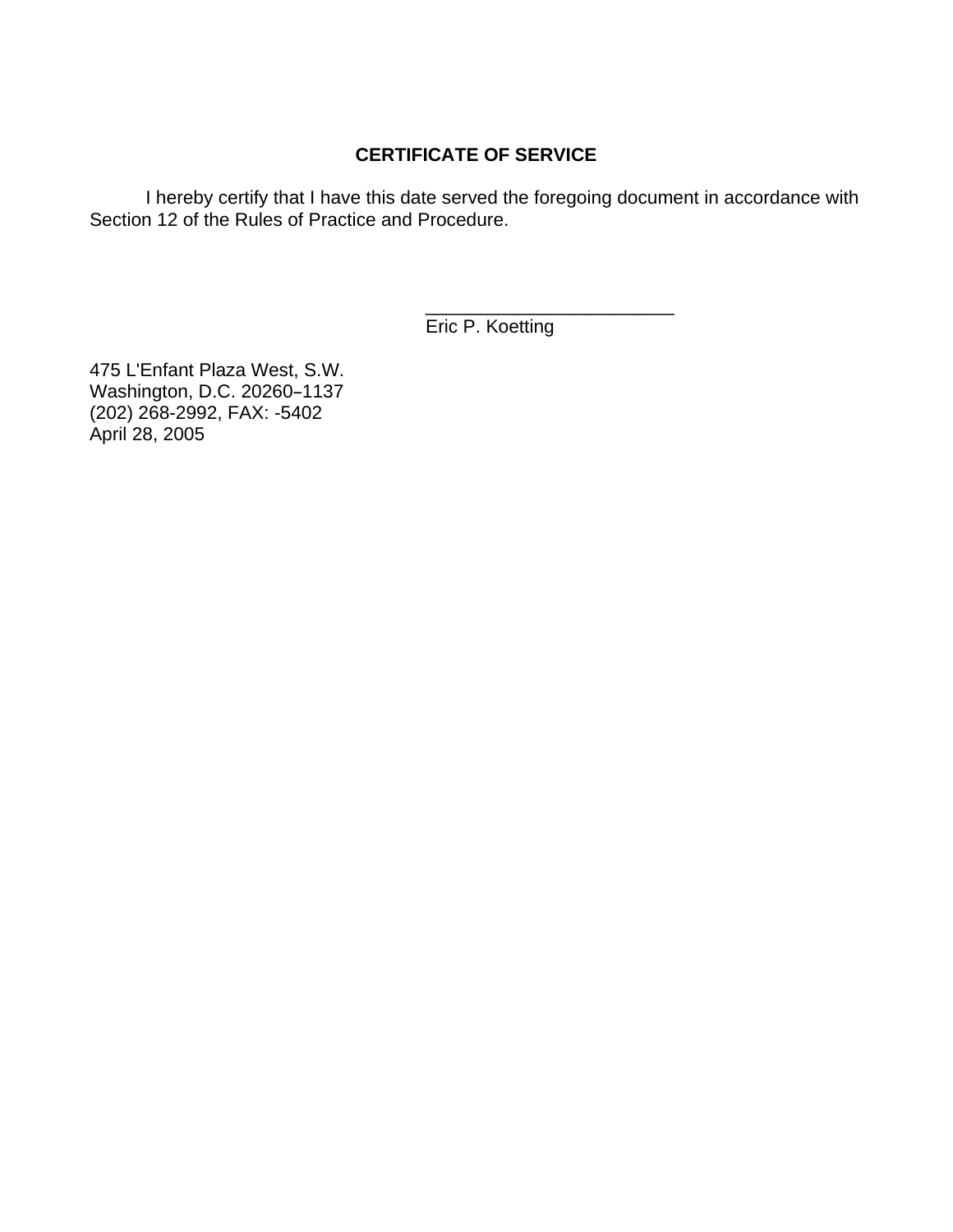## CERTIFICATE OF SERVICE

I hereby certify that I have this date served the foregoing document in accordance with Section 12 of the Rules of Practice and Procedure.

\_\_\_\_\_\_\_\_\_\_\_\_\_\_\_\_\_\_\_\_\_\_\_\_\_
Eric P. Koetting

475 L'Enfant Plaza West, S.W.
Washington, D.C. 20260–1137
(202) 268-2992, FAX: -5402
April 28, 2005